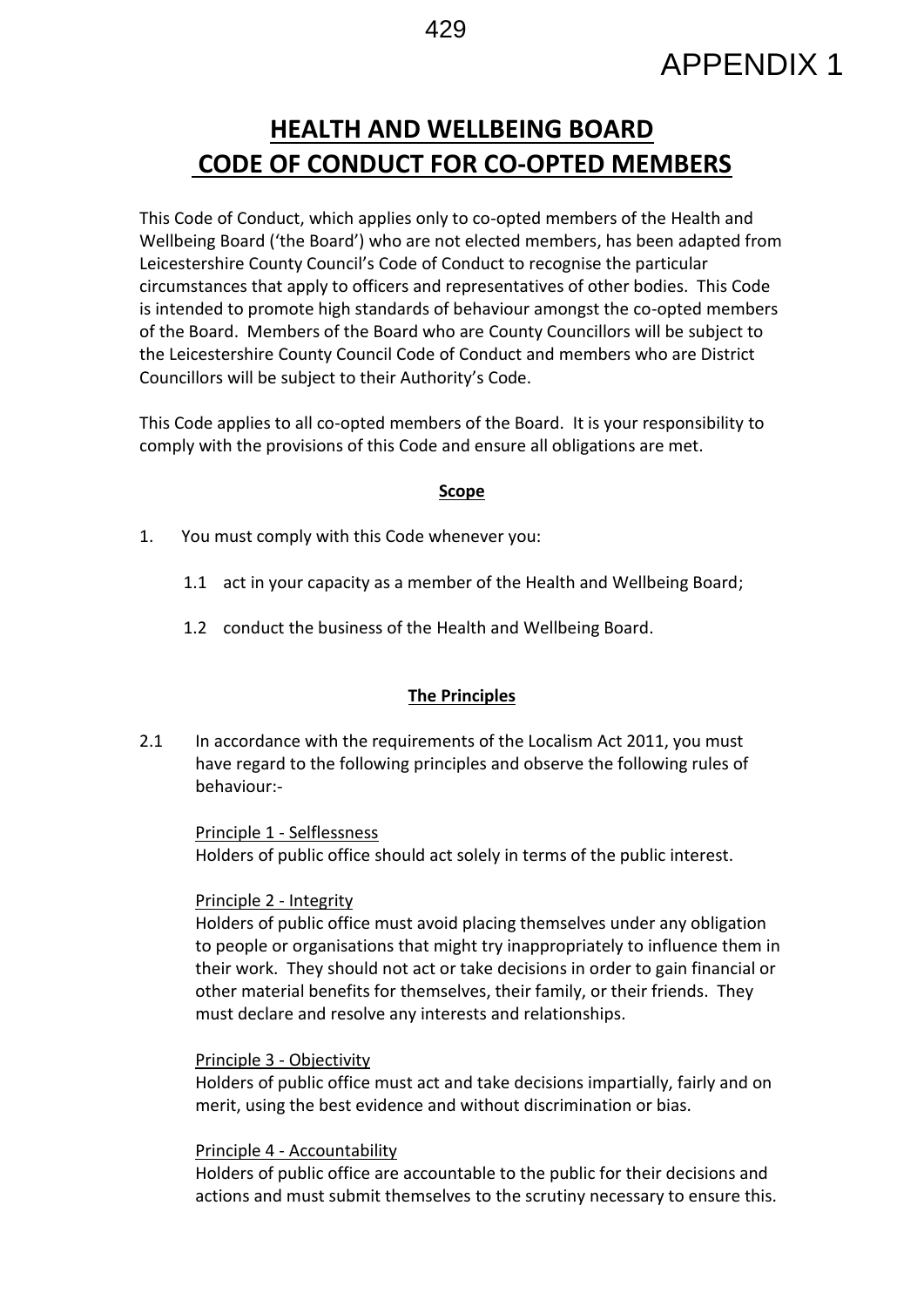APPENDIX 1

# HEALTH AND WELLBEING BOARD
# CODE OF CONDUCT FOR CO-OPTED MEMBERS

This Code of Conduct, which applies only to co-opted members of the Health and Wellbeing Board ('the Board') who are not elected members, has been adapted from Leicestershire County Council's Code of Conduct to recognise the particular circumstances that apply to officers and representatives of other bodies. This Code is intended to promote high standards of behaviour amongst the co-opted members of the Board. Members of the Board who are County Councillors will be subject to the Leicestershire County Council Code of Conduct and members who are District Councillors will be subject to their Authority's Code.

This Code applies to all co-opted members of the Board. It is your responsibility to comply with the provisions of this Code and ensure all obligations are met.

## Scope

1. You must comply with this Code whenever you:

   1.1 act in your capacity as a member of the Health and Wellbeing Board;

   1.2 conduct the business of the Health and Wellbeing Board.

## The Principles

2.1 In accordance with the requirements of the Localism Act 2011, you must have regard to the following principles and observe the following rules of behaviour:-

Principle 1 - Selflessness
Holders of public office should act solely in terms of the public interest.

Principle 2 - Integrity
Holders of public office must avoid placing themselves under any obligation to people or organisations that might try inappropriately to influence them in their work. They should not act or take decisions in order to gain financial or other material benefits for themselves, their family, or their friends. They must declare and resolve any interests and relationships.

Principle 3 - Objectivity
Holders of public office must act and take decisions impartially, fairly and on merit, using the best evidence and without discrimination or bias.

Principle 4 - Accountability
Holders of public office are accountable to the public for their decisions and actions and must submit themselves to the scrutiny necessary to ensure this.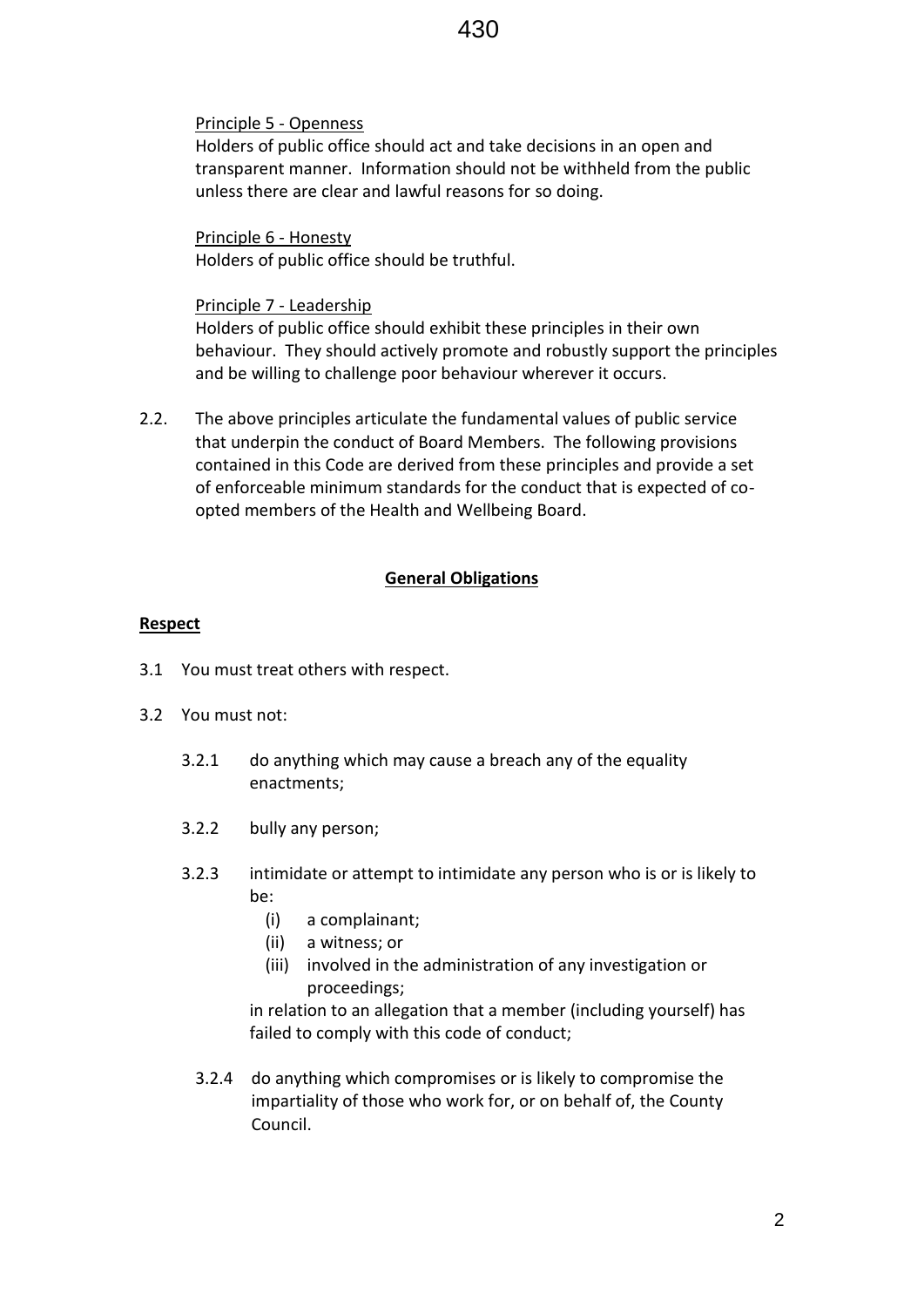Principle 5 - Openness

Holders of public office should act and take decisions in an open and transparent manner. Information should not be withheld from the public unless there are clear and lawful reasons for so doing.

Principle 6 - Honesty

Holders of public office should be truthful.

Principle 7 - Leadership

Holders of public office should exhibit these principles in their own behaviour. They should actively promote and robustly support the principles and be willing to challenge poor behaviour wherever it occurs.

2.2. The above principles articulate the fundamental values of public service that underpin the conduct of Board Members. The following provisions contained in this Code are derived from these principles and provide a set of enforceable minimum standards for the conduct that is expected of co-opted members of the Health and Wellbeing Board.

## General Obligations

### Respect

3.1 You must treat others with respect.

3.2 You must not:

- 3.2.1 do anything which may cause a breach any of the equality enactments;
- 3.2.2 bully any person;
- 3.2.3 intimidate or attempt to intimidate any person who is or is likely to be:
  - (i) a complainant;
  - (ii) a witness; or
  - (iii) involved in the administration of any investigation or proceedings;

  in relation to an allegation that a member (including yourself) has failed to comply with this code of conduct;
- 3.2.4 do anything which compromises or is likely to compromise the impartiality of those who work for, or on behalf of, the County Council.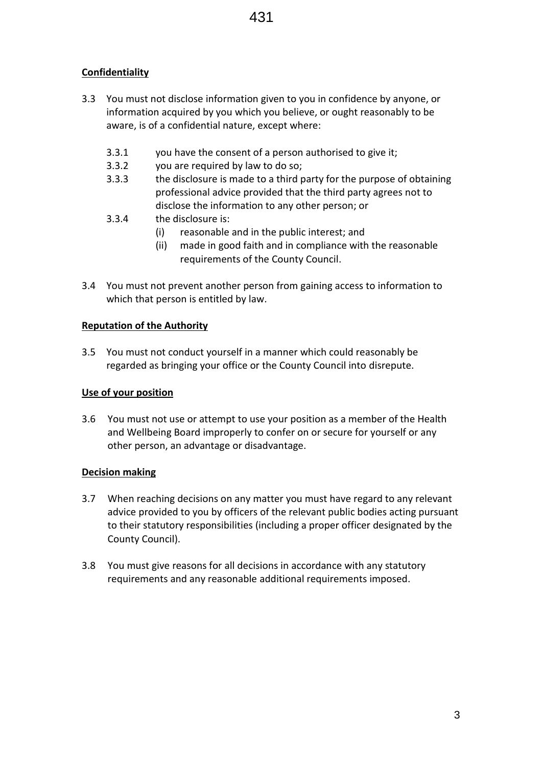**Confidentiality**

3.3 You must not disclose information given to you in confidence by anyone, or information acquired by you which you believe, or ought reasonably to be aware, is of a confidential nature, except where:

- 3.3.1 you have the consent of a person authorised to give it;
- 3.3.2 you are required by law to do so;
- 3.3.3 the disclosure is made to a third party for the purpose of obtaining professional advice provided that the third party agrees not to disclose the information to any other person; or
- 3.3.4 the disclosure is:
  - (i) reasonable and in the public interest; and
  - (ii) made in good faith and in compliance with the reasonable requirements of the County Council.

3.4 You must not prevent another person from gaining access to information to which that person is entitled by law.

**Reputation of the Authority**

3.5 You must not conduct yourself in a manner which could reasonably be regarded as bringing your office or the County Council into disrepute.

**Use of your position**

3.6 You must not use or attempt to use your position as a member of the Health and Wellbeing Board improperly to confer on or secure for yourself or any other person, an advantage or disadvantage.

**Decision making**

3.7 When reaching decisions on any matter you must have regard to any relevant advice provided to you by officers of the relevant public bodies acting pursuant to their statutory responsibilities (including a proper officer designated by the County Council).

3.8 You must give reasons for all decisions in accordance with any statutory requirements and any reasonable additional requirements imposed.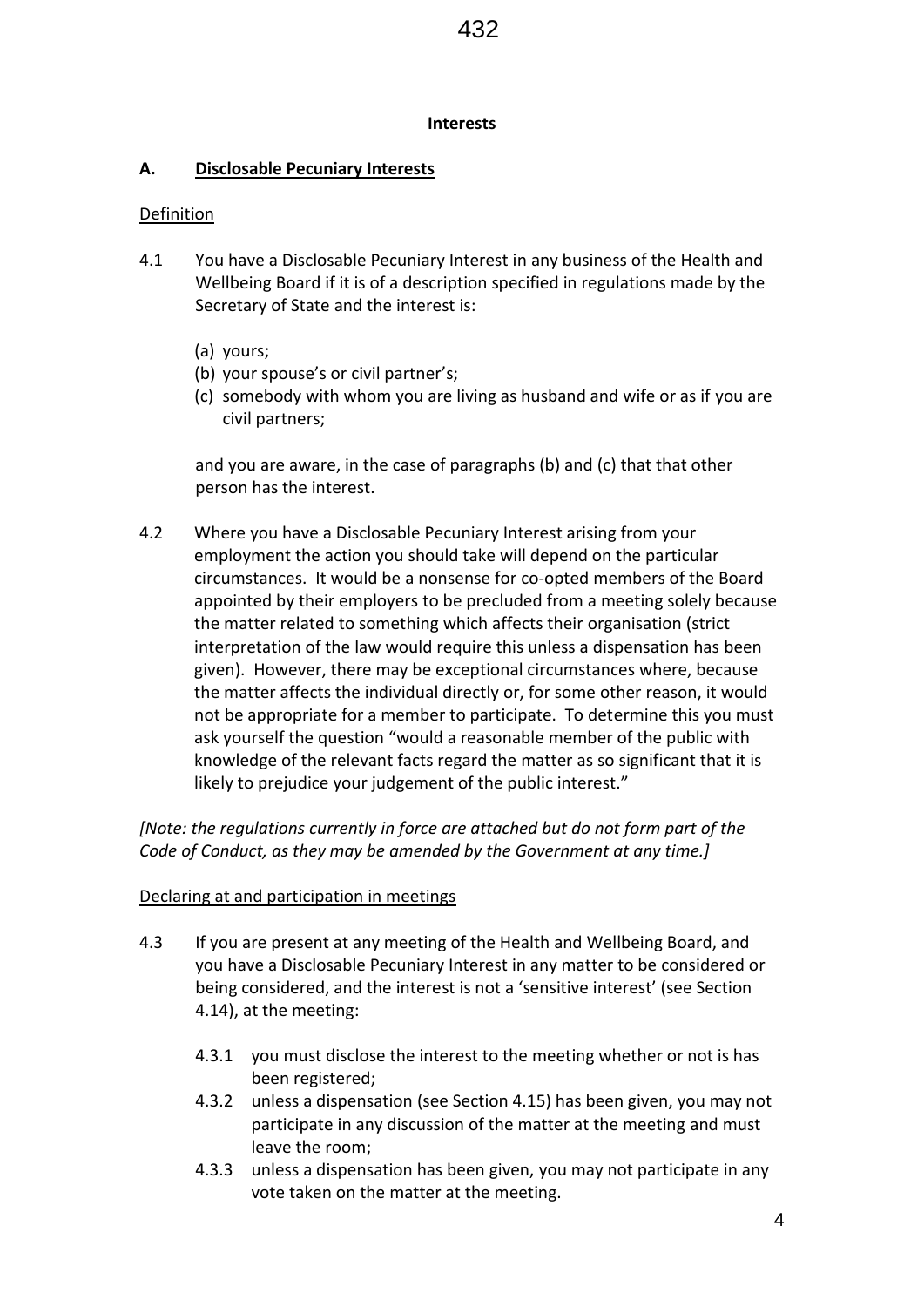## Interests

### A. Disclosable Pecuniary Interests

Definition

4.1 You have a Disclosable Pecuniary Interest in any business of the Health and Wellbeing Board if it is of a description specified in regulations made by the Secretary of State and the interest is:

(a) yours;
(b) your spouse's or civil partner's;
(c) somebody with whom you are living as husband and wife or as if you are civil partners;

and you are aware, in the case of paragraphs (b) and (c) that that other person has the interest.

4.2 Where you have a Disclosable Pecuniary Interest arising from your employment the action you should take will depend on the particular circumstances. It would be a nonsense for co-opted members of the Board appointed by their employers to be precluded from a meeting solely because the matter related to something which affects their organisation (strict interpretation of the law would require this unless a dispensation has been given). However, there may be exceptional circumstances where, because the matter affects the individual directly or, for some other reason, it would not be appropriate for a member to participate. To determine this you must ask yourself the question "would a reasonable member of the public with knowledge of the relevant facts regard the matter as so significant that it is likely to prejudice your judgement of the public interest."

*[Note: the regulations currently in force are attached but do not form part of the Code of Conduct, as they may be amended by the Government at any time.]*

Declaring at and participation in meetings

4.3 If you are present at any meeting of the Health and Wellbeing Board, and you have a Disclosable Pecuniary Interest in any matter to be considered or being considered, and the interest is not a 'sensitive interest' (see Section 4.14), at the meeting:

4.3.1 you must disclose the interest to the meeting whether or not is has been registered;

4.3.2 unless a dispensation (see Section 4.15) has been given, you may not participate in any discussion of the matter at the meeting and must leave the room;

4.3.3 unless a dispensation has been given, you may not participate in any vote taken on the matter at the meeting.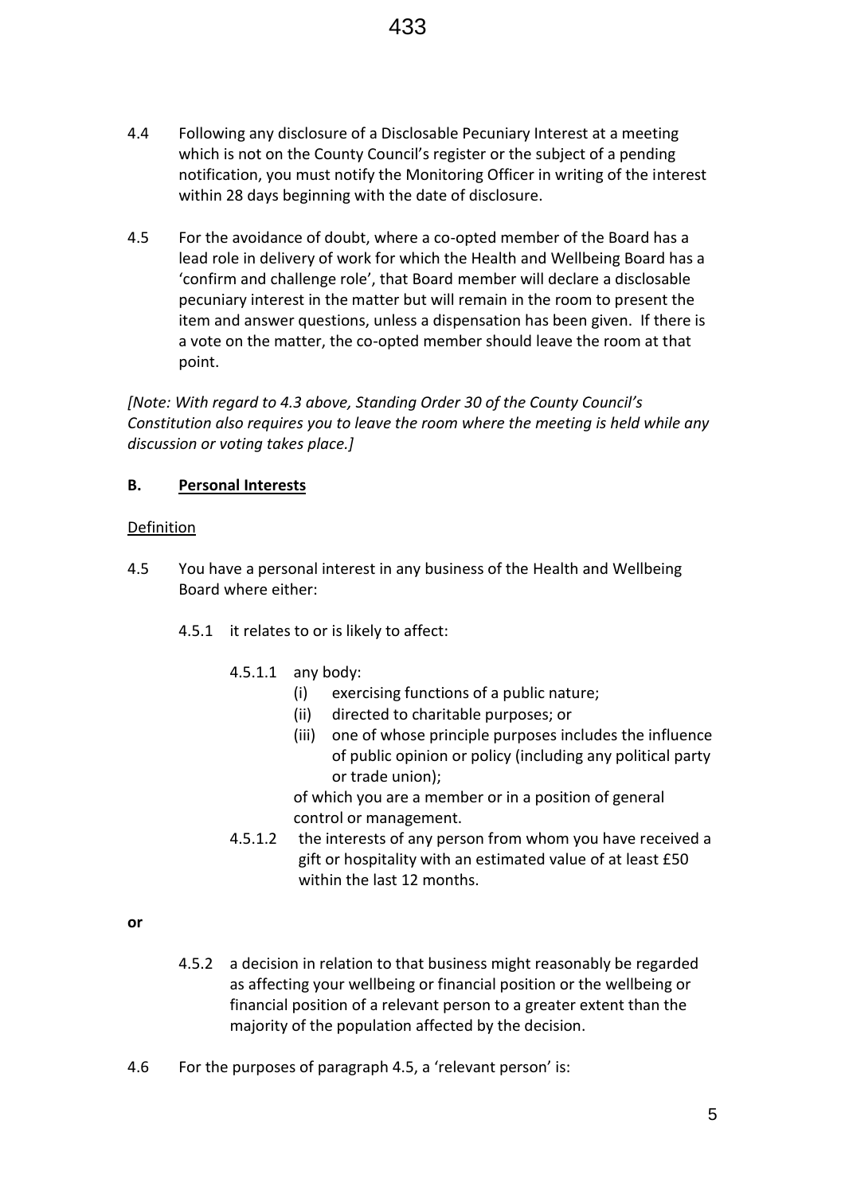4.4 Following any disclosure of a Disclosable Pecuniary Interest at a meeting which is not on the County Council's register or the subject of a pending notification, you must notify the Monitoring Officer in writing of the interest within 28 days beginning with the date of disclosure.

4.5 For the avoidance of doubt, where a co-opted member of the Board has a lead role in delivery of work for which the Health and Wellbeing Board has a 'confirm and challenge role', that Board member will declare a disclosable pecuniary interest in the matter but will remain in the room to present the item and answer questions, unless a dispensation has been given. If there is a vote on the matter, the co-opted member should leave the room at that point.

*[Note: With regard to 4.3 above, Standing Order 30 of the County Council's Constitution also requires you to leave the room where the meeting is held while any discussion or voting takes place.]*

**B. Personal Interests**

Definition

4.5 You have a personal interest in any business of the Health and Wellbeing Board where either:

4.5.1 it relates to or is likely to affect:

4.5.1.1 any body:
(i) exercising functions of a public nature;
(ii) directed to charitable purposes; or
(iii) one of whose principle purposes includes the influence of public opinion or policy (including any political party or trade union);

of which you are a member or in a position of general control or management.

4.5.1.2 the interests of any person from whom you have received a gift or hospitality with an estimated value of at least £50 within the last 12 months.

**or**

4.5.2 a decision in relation to that business might reasonably be regarded as affecting your wellbeing or financial position or the wellbeing or financial position of a relevant person to a greater extent than the majority of the population affected by the decision.

4.6 For the purposes of paragraph 4.5, a 'relevant person' is: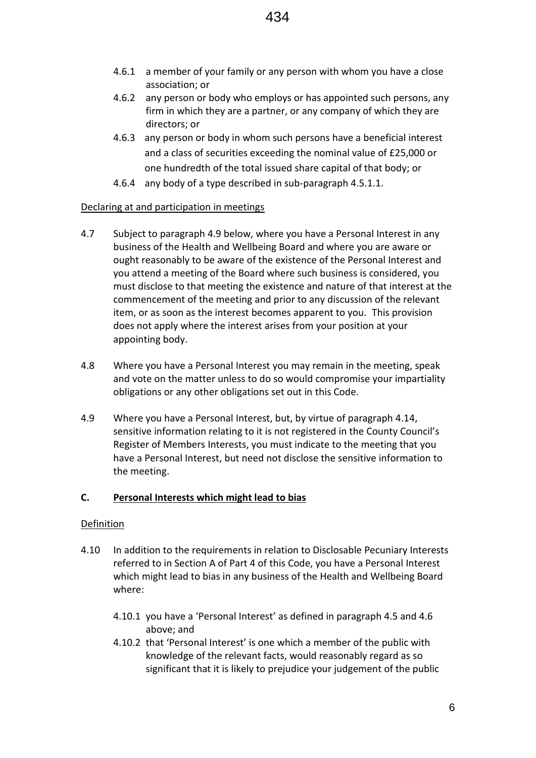4.6.1 a member of your family or any person with whom you have a close association; or

4.6.2 any person or body who employs or has appointed such persons, any firm in which they are a partner, or any company of which they are directors; or

4.6.3 any person or body in whom such persons have a beneficial interest and a class of securities exceeding the nominal value of £25,000 or one hundredth of the total issued share capital of that body; or

4.6.4 any body of a type described in sub-paragraph 4.5.1.1.

<u>Declaring at and participation in meetings</u>

4.7 Subject to paragraph 4.9 below, where you have a Personal Interest in any business of the Health and Wellbeing Board and where you are aware or ought reasonably to be aware of the existence of the Personal Interest and you attend a meeting of the Board where such business is considered, you must disclose to that meeting the existence and nature of that interest at the commencement of the meeting and prior to any discussion of the relevant item, or as soon as the interest becomes apparent to you. This provision does not apply where the interest arises from your position at your appointing body.

4.8 Where you have a Personal Interest you may remain in the meeting, speak and vote on the matter unless to do so would compromise your impartiality obligations or any other obligations set out in this Code.

4.9 Where you have a Personal Interest, but, by virtue of paragraph 4.14, sensitive information relating to it is not registered in the County Council's Register of Members Interests, you must indicate to the meeting that you have a Personal Interest, but need not disclose the sensitive information to the meeting.

## C. Personal Interests which might lead to bias

<u>Definition</u>

4.10 In addition to the requirements in relation to Disclosable Pecuniary Interests referred to in Section A of Part 4 of this Code, you have a Personal Interest which might lead to bias in any business of the Health and Wellbeing Board where:

4.10.1 you have a 'Personal Interest' as defined in paragraph 4.5 and 4.6 above; and

4.10.2 that 'Personal Interest' is one which a member of the public with knowledge of the relevant facts, would reasonably regard as so significant that it is likely to prejudice your judgement of the public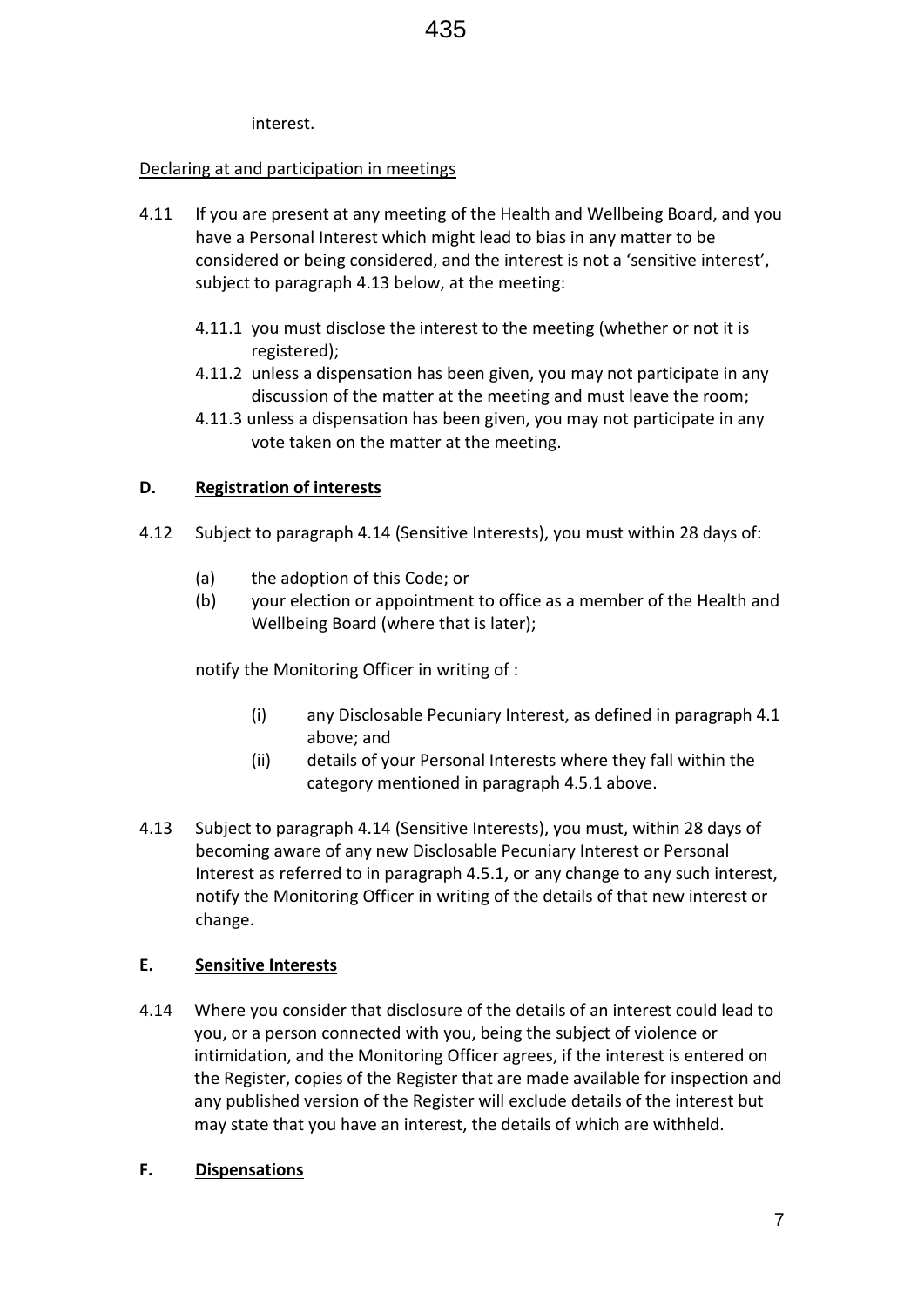interest.

Declaring at and participation in meetings

4.11 If you are present at any meeting of the Health and Wellbeing Board, and you have a Personal Interest which might lead to bias in any matter to be considered or being considered, and the interest is not a 'sensitive interest', subject to paragraph 4.13 below, at the meeting:

4.11.1 you must disclose the interest to the meeting (whether or not it is registered);

4.11.2 unless a dispensation has been given, you may not participate in any discussion of the matter at the meeting and must leave the room;

4.11.3 unless a dispensation has been given, you may not participate in any vote taken on the matter at the meeting.

## D. Registration of interests

4.12 Subject to paragraph 4.14 (Sensitive Interests), you must within 28 days of:

(a) the adoption of this Code; or

(b) your election or appointment to office as a member of the Health and Wellbeing Board (where that is later);

notify the Monitoring Officer in writing of :

(i) any Disclosable Pecuniary Interest, as defined in paragraph 4.1 above; and

(ii) details of your Personal Interests where they fall within the category mentioned in paragraph 4.5.1 above.

4.13 Subject to paragraph 4.14 (Sensitive Interests), you must, within 28 days of becoming aware of any new Disclosable Pecuniary Interest or Personal Interest as referred to in paragraph 4.5.1, or any change to any such interest, notify the Monitoring Officer in writing of the details of that new interest or change.

## E. Sensitive Interests

4.14 Where you consider that disclosure of the details of an interest could lead to you, or a person connected with you, being the subject of violence or intimidation, and the Monitoring Officer agrees, if the interest is entered on the Register, copies of the Register that are made available for inspection and any published version of the Register will exclude details of the interest but may state that you have an interest, the details of which are withheld.

## F. Dispensations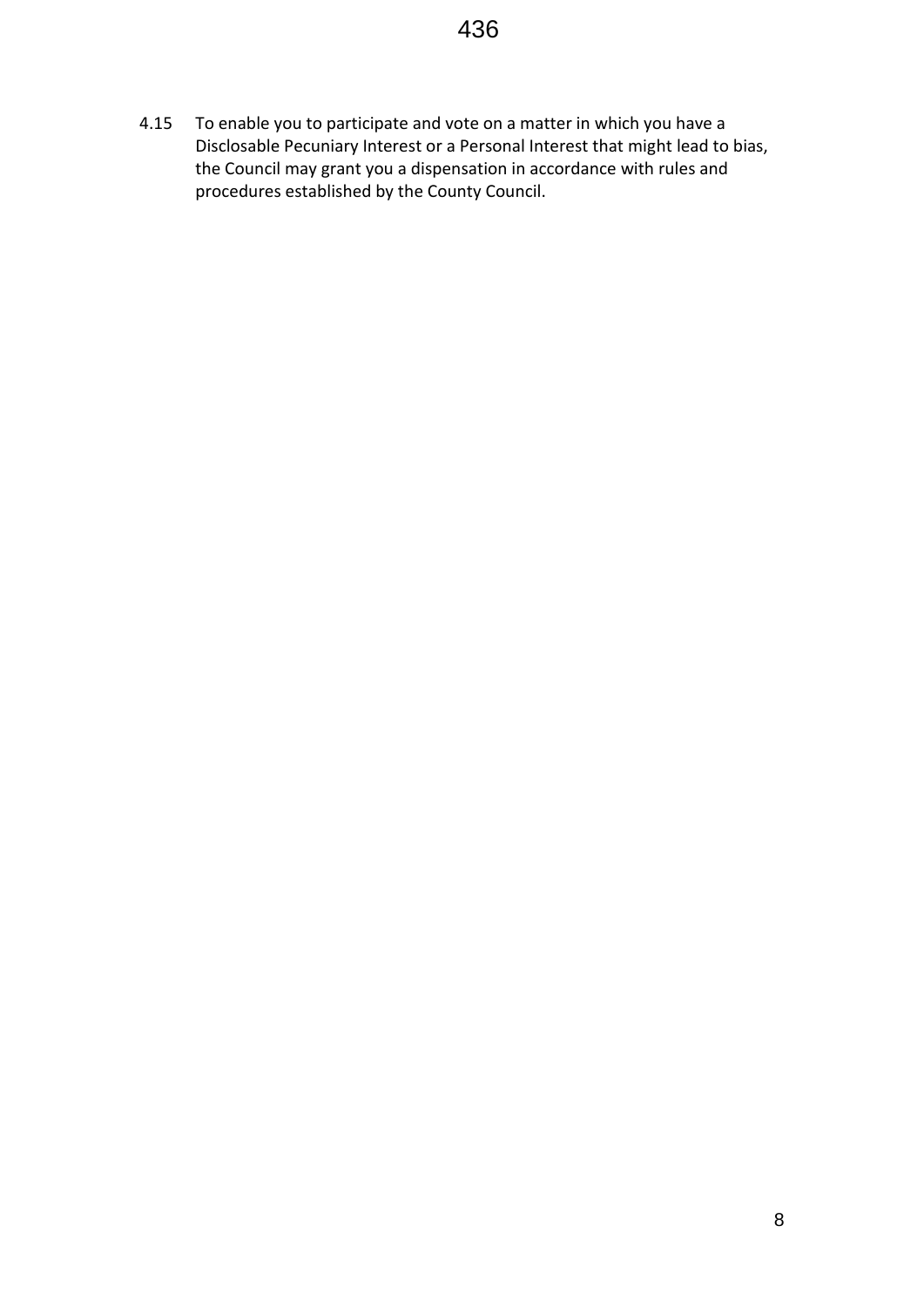4.15 To enable you to participate and vote on a matter in which you have a Disclosable Pecuniary Interest or a Personal Interest that might lead to bias, the Council may grant you a dispensation in accordance with rules and procedures established by the County Council.